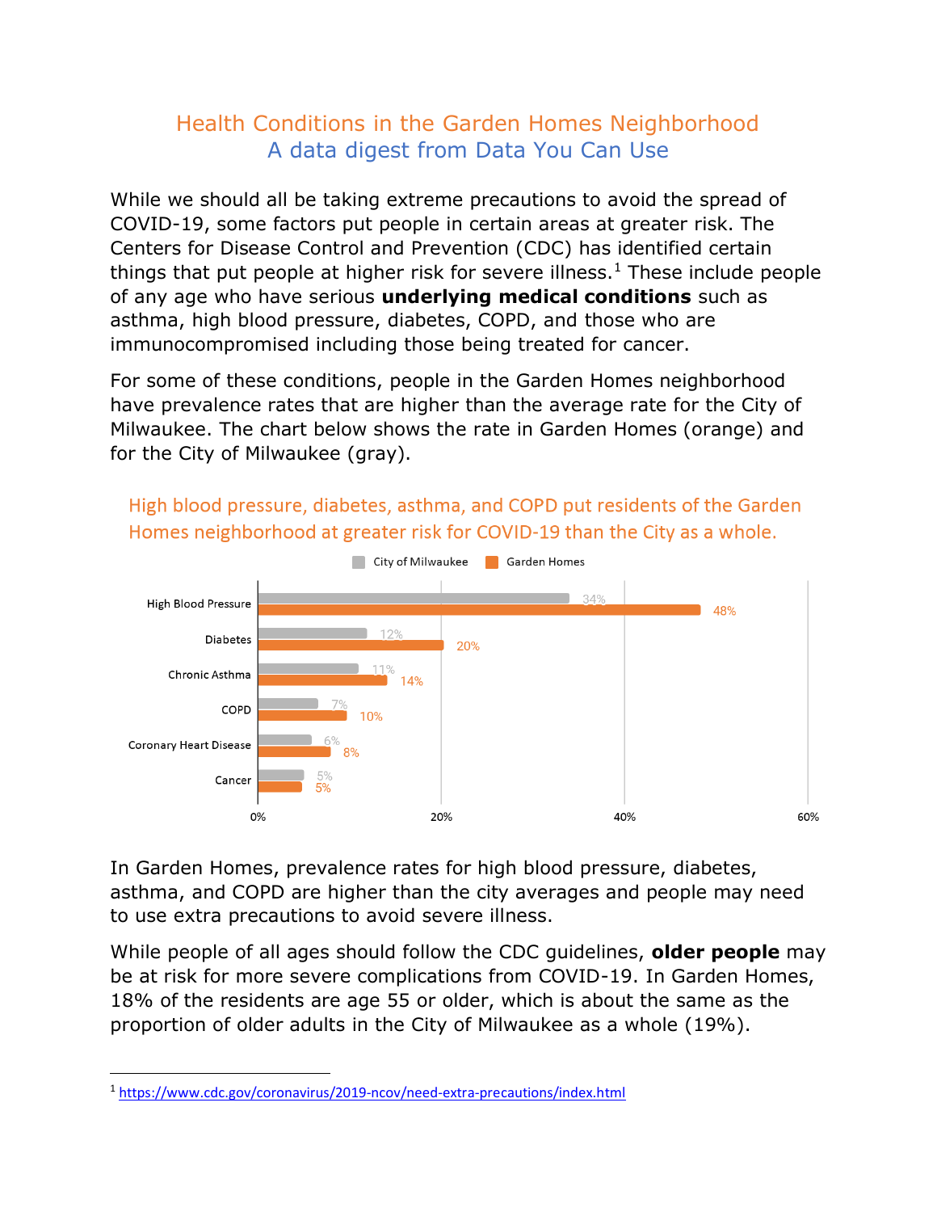# Health Conditions in the Garden Homes Neighborhood
## A data digest from Data You Can Use

While we should all be taking extreme precautions to avoid the spread of COVID-19, some factors put people in certain areas at greater risk. The Centers for Disease Control and Prevention (CDC) has identified certain things that put people at higher risk for severe illness.[1] These include people of any age who have serious **underlying medical conditions** such as asthma, high blood pressure, diabetes, COPD, and those who are immunocompromised including those being treated for cancer.

For some of these conditions, people in the Garden Homes neighborhood have prevalence rates that are higher than the average rate for the City of Milwaukee. The chart below shows the rate in Garden Homes (orange) and for the City of Milwaukee (gray).

### High blood pressure, diabetes, asthma, and COPD put residents of the Garden Homes neighborhood at greater risk for COVID-19 than the City as a whole.

| Condition | City of Milwaukee | Garden Homes |
| --- | --- | --- |
| High Blood Pressure | 34% | 48% |
| Diabetes | 12% | 20% |
| Chronic Asthma | 11% | 14% |
| COPD | 7% | 10% |
| Coronary Heart Disease | 6% | 8% |
| Cancer | 5% | 5% |

In Garden Homes, prevalence rates for high blood pressure, diabetes, asthma, and COPD are higher than the city averages and people may need to use extra precautions to avoid severe illness.

While people of all ages should follow the CDC guidelines, **older people** may be at risk for more severe complications from COVID-19. In Garden Homes, 18% of the residents are age 55 or older, which is about the same as the proportion of older adults in the City of Milwaukee as a whole (19%).

---

[1] https://www.cdc.gov/coronavirus/2019-ncov/need-extra-precautions/index.html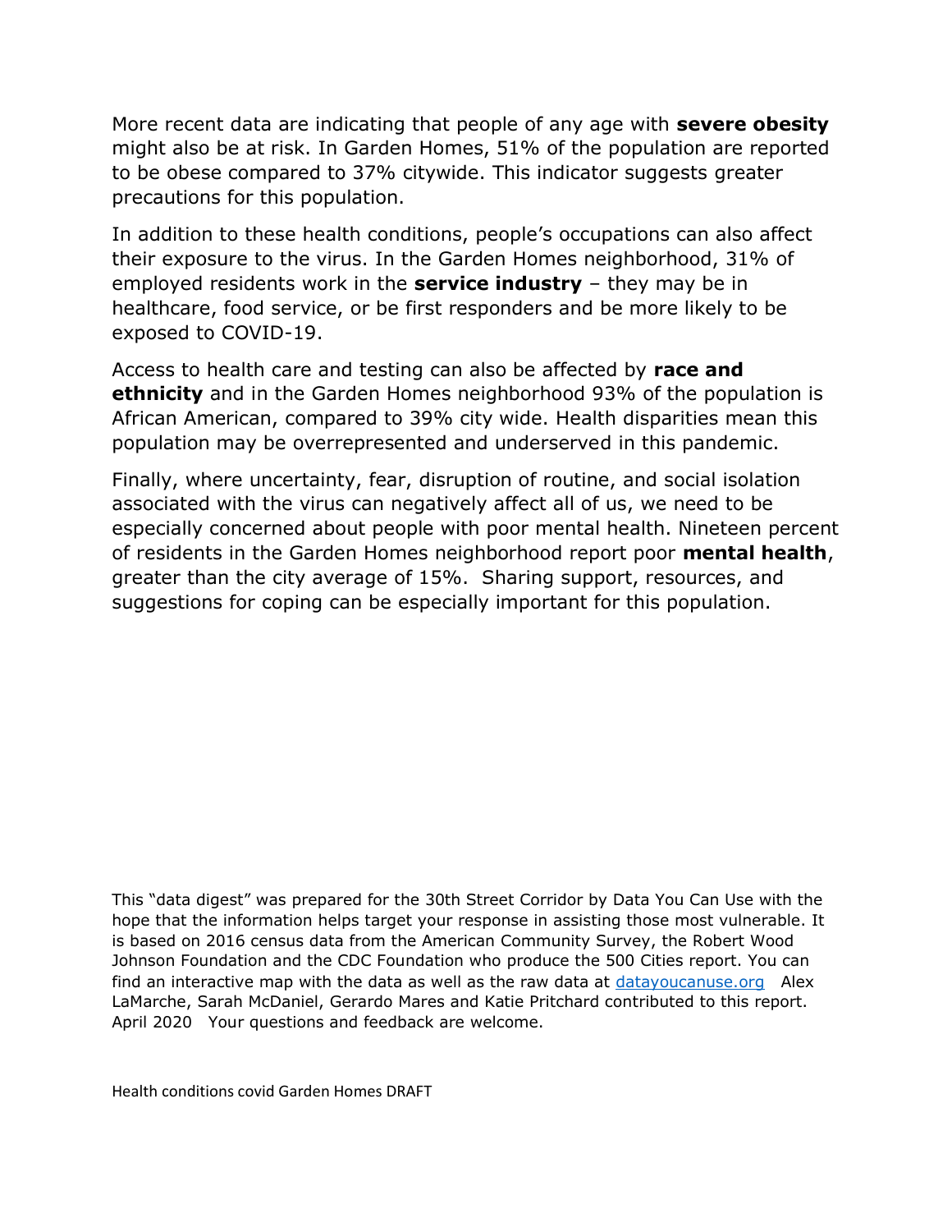More recent data are indicating that people of any age with **severe obesity** might also be at risk. In Garden Homes, 51% of the population are reported to be obese compared to 37% citywide. This indicator suggests greater precautions for this population.

In addition to these health conditions, people's occupations can also affect their exposure to the virus. In the Garden Homes neighborhood, 31% of employed residents work in the **service industry** – they may be in healthcare, food service, or be first responders and be more likely to be exposed to COVID-19.

Access to health care and testing can also be affected by **race and ethnicity** and in the Garden Homes neighborhood 93% of the population is African American, compared to 39% city wide. Health disparities mean this population may be overrepresented and underserved in this pandemic.

Finally, where uncertainty, fear, disruption of routine, and social isolation associated with the virus can negatively affect all of us, we need to be especially concerned about people with poor mental health. Nineteen percent of residents in the Garden Homes neighborhood report poor **mental health**, greater than the city average of 15%. Sharing support, resources, and suggestions for coping can be especially important for this population.

This "data digest" was prepared for the 30th Street Corridor by Data You Can Use with the hope that the information helps target your response in assisting those most vulnerable. It is based on 2016 census data from the American Community Survey, the Robert Wood Johnson Foundation and the CDC Foundation who produce the 500 Cities report. You can find an interactive map with the data as well as the raw data at [datayoucanuse.org](datayoucanuse.org) Alex LaMarche, Sarah McDaniel, Gerardo Mares and Katie Pritchard contributed to this report. April 2020 Your questions and feedback are welcome.

Health conditions covid Garden Homes DRAFT